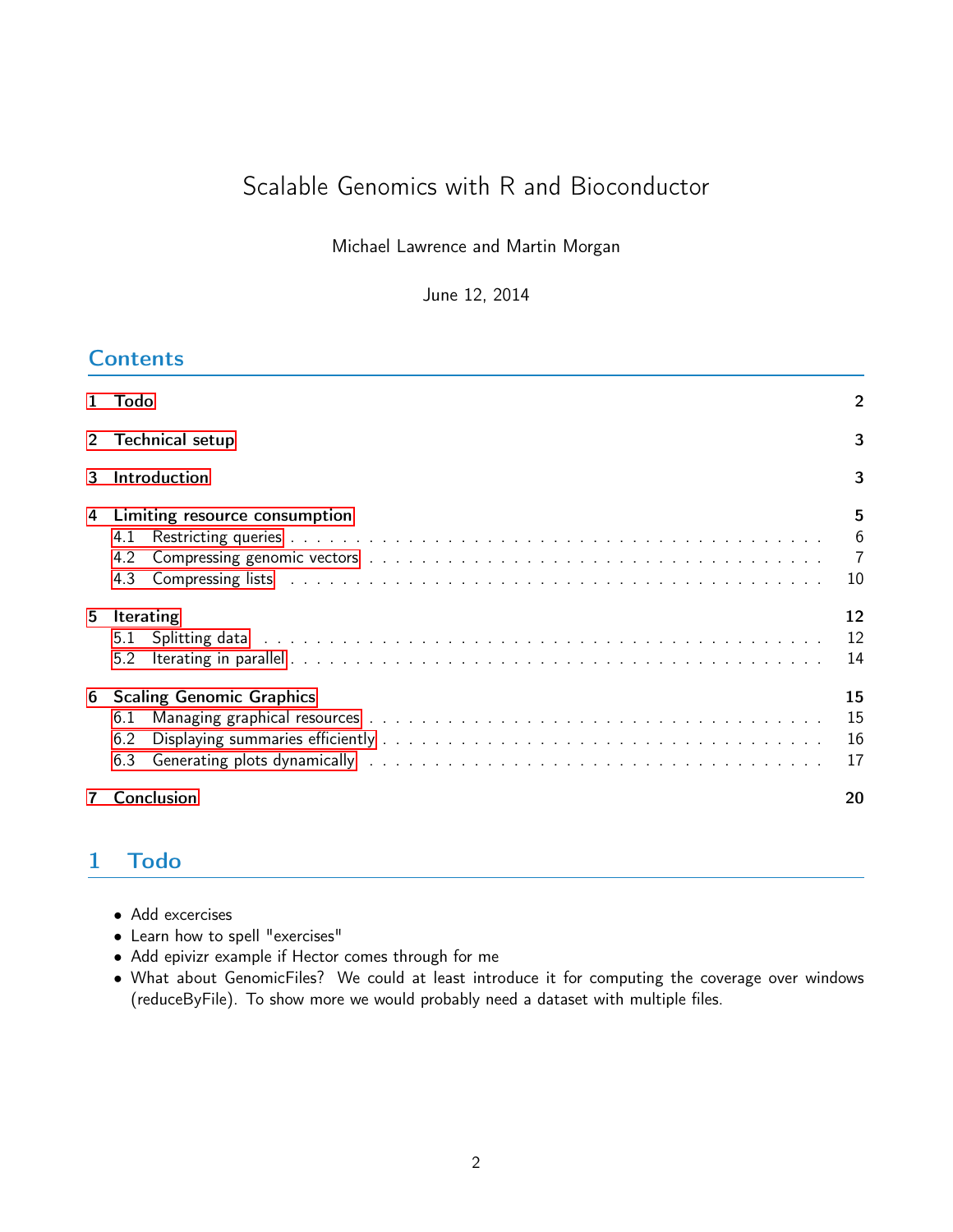# Scalable Genomics with R and Bioconductor

Michael Lawrence and Martin Morgan

June 12, 2014

## Contents

1 Todo 2

2 Technical setup 3

3 Introduction 3

4 Limiting resource consumption 5
- 4.1 Restricting queries 6
- 4.2 Compressing genomic vectors 7
- 4.3 Compressing lists 10

5 Iterating 12
- 5.1 Splitting data 12
- 5.2 Iterating in parallel 14

6 Scaling Genomic Graphics 15
- 6.1 Managing graphical resources 15
- 6.2 Displaying summaries efficiently 16
- 6.3 Generating plots dynamically 17

7 Conclusion 20

## 1 Todo

- Add excercises
- Learn how to spell "exercises"
- Add epivizr example if Hector comes through for me
- What about GenomicFiles? We could at least introduce it for computing the coverage over windows (reduceByFile). To show more we would probably need a dataset with multiple files.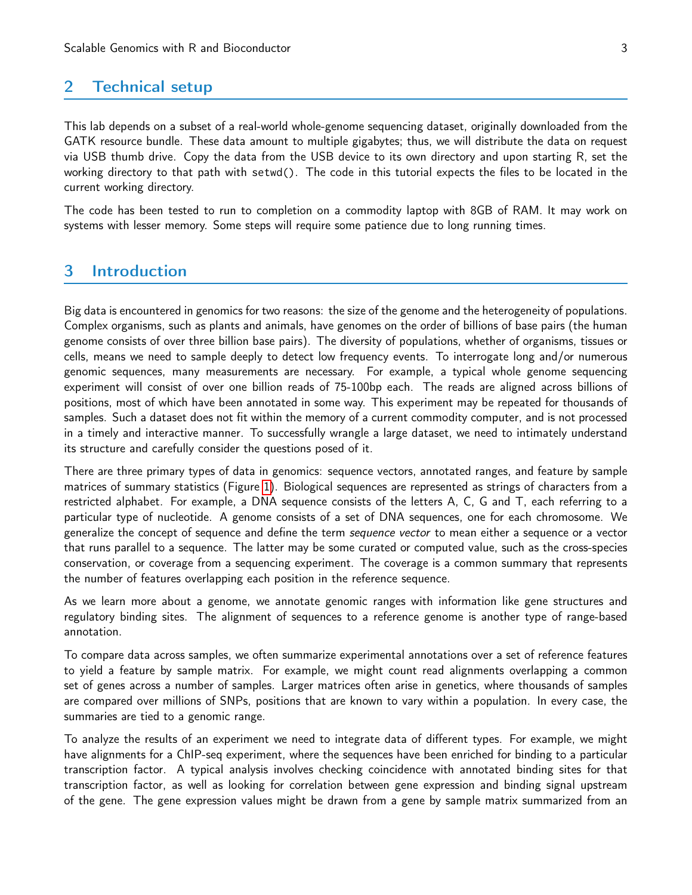## 2 Technical setup

This lab depends on a subset of a real-world whole-genome sequencing dataset, originally downloaded from the GATK resource bundle. These data amount to multiple gigabytes; thus, we will distribute the data on request via USB thumb drive. Copy the data from the USB device to its own directory and upon starting R, set the working directory to that path with `setwd()`. The code in this tutorial expects the files to be located in the current working directory.

The code has been tested to run to completion on a commodity laptop with 8GB of RAM. It may work on systems with lesser memory. Some steps will require some patience due to long running times.

## 3 Introduction

Big data is encountered in genomics for two reasons: the size of the genome and the heterogeneity of populations. Complex organisms, such as plants and animals, have genomes on the order of billions of base pairs (the human genome consists of over three billion base pairs). The diversity of populations, whether of organisms, tissues or cells, means we need to sample deeply to detect low frequency events. To interrogate long and/or numerous genomic sequences, many measurements are necessary. For example, a typical whole genome sequencing experiment will consist of over one billion reads of 75-100bp each. The reads are aligned across billions of positions, most of which have been annotated in some way. This experiment may be repeated for thousands of samples. Such a dataset does not fit within the memory of a current commodity computer, and is not processed in a timely and interactive manner. To successfully wrangle a large dataset, we need to intimately understand its structure and carefully consider the questions posed of it.

There are three primary types of data in genomics: sequence vectors, annotated ranges, and feature by sample matrices of summary statistics (Figure 1). Biological sequences are represented as strings of characters from a restricted alphabet. For example, a DNA sequence consists of the letters A, C, G and T, each referring to a particular type of nucleotide. A genome consists of a set of DNA sequences, one for each chromosome. We generalize the concept of sequence and define the term *sequence vector* to mean either a sequence or a vector that runs parallel to a sequence. The latter may be some curated or computed value, such as the cross-species conservation, or coverage from a sequencing experiment. The coverage is a common summary that represents the number of features overlapping each position in the reference sequence.

As we learn more about a genome, we annotate genomic ranges with information like gene structures and regulatory binding sites. The alignment of sequences to a reference genome is another type of range-based annotation.

To compare data across samples, we often summarize experimental annotations over a set of reference features to yield a feature by sample matrix. For example, we might count read alignments overlapping a common set of genes across a number of samples. Larger matrices often arise in genetics, where thousands of samples are compared over millions of SNPs, positions that are known to vary within a population. In every case, the summaries are tied to a genomic range.

To analyze the results of an experiment we need to integrate data of different types. For example, we might have alignments for a ChIP-seq experiment, where the sequences have been enriched for binding to a particular transcription factor. A typical analysis involves checking coincidence with annotated binding sites for that transcription factor, as well as looking for correlation between gene expression and binding signal upstream of the gene. The gene expression values might be drawn from a gene by sample matrix summarized from an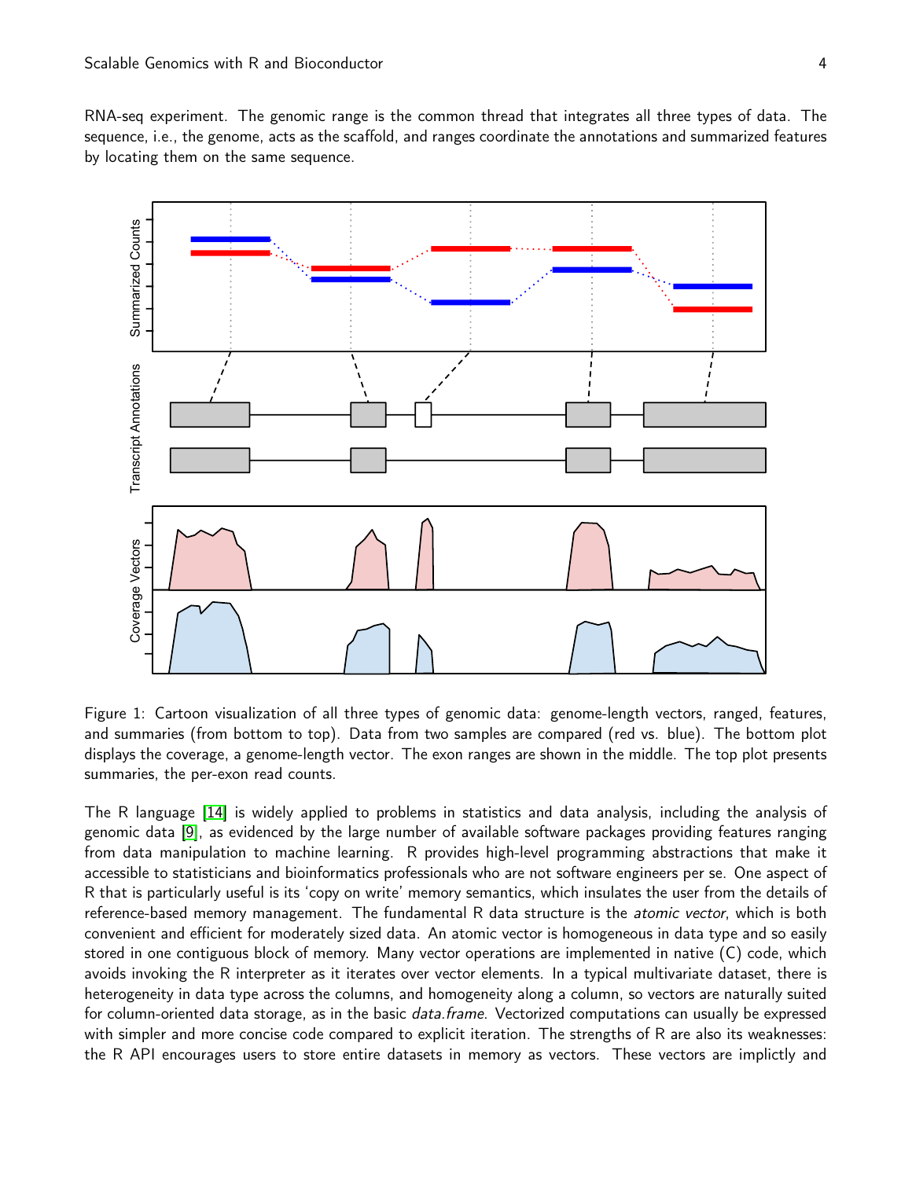RNA-seq experiment. The genomic range is the common thread that integrates all three types of data. The sequence, i.e., the genome, acts as the scaffold, and ranges coordinate the annotations and summarized features by locating them on the same sequence.

Figure 1: Cartoon visualization of all three types of genomic data: genome-length vectors, ranged, features, and summaries (from bottom to top). Data from two samples are compared (red vs. blue). The bottom plot displays the coverage, a genome-length vector. The exon ranges are shown in the middle. The top plot presents summaries, the per-exon read counts.

The R language [14] is widely applied to problems in statistics and data analysis, including the analysis of genomic data [9], as evidenced by the large number of available software packages providing features ranging from data manipulation to machine learning. R provides high-level programming abstractions that make it accessible to statisticians and bioinformatics professionals who are not software engineers per se. One aspect of R that is particularly useful is its 'copy on write' memory semantics, which insulates the user from the details of reference-based memory management. The fundamental R data structure is the *atomic vector*, which is both convenient and efficient for moderately sized data. An atomic vector is homogeneous in data type and so easily stored in one contiguous block of memory. Many vector operations are implemented in native (C) code, which avoids invoking the R interpreter as it iterates over vector elements. In a typical multivariate dataset, there is heterogeneity in data type across the columns, and homogeneity along a column, so vectors are naturally suited for column-oriented data storage, as in the basic *data.frame*. Vectorized computations can usually be expressed with simpler and more concise code compared to explicit iteration. The strengths of R are also its weaknesses: the R API encourages users to store entire datasets in memory as vectors. These vectors are implictly and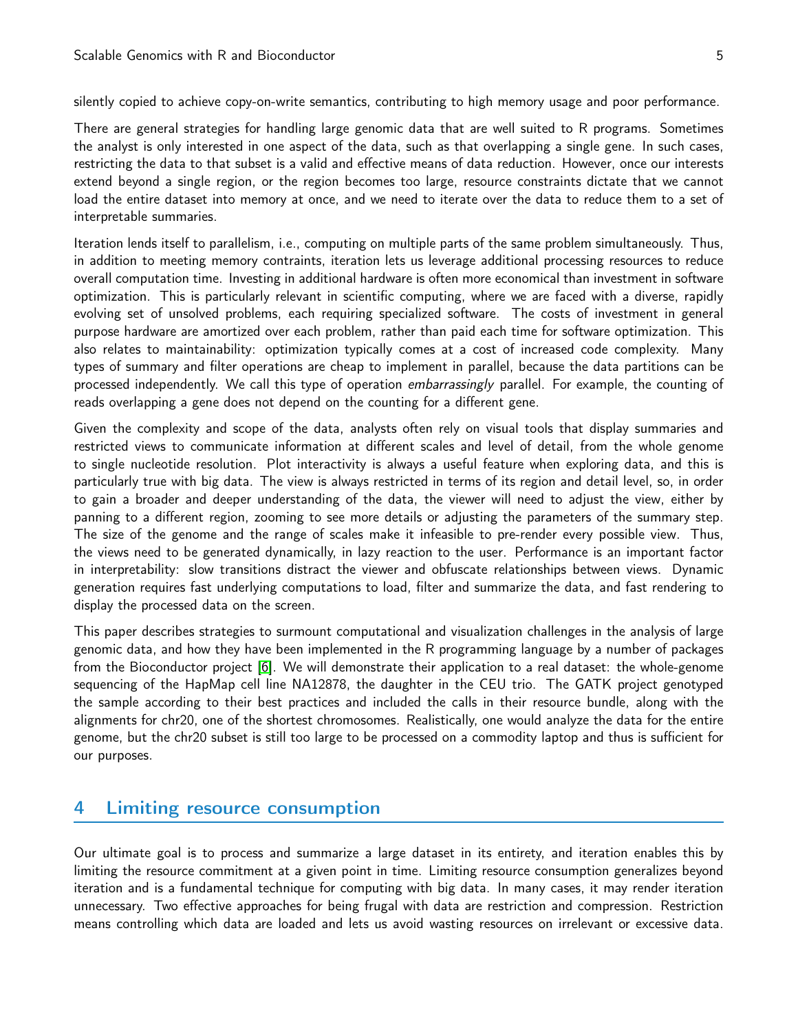silently copied to achieve copy-on-write semantics, contributing to high memory usage and poor performance.

There are general strategies for handling large genomic data that are well suited to R programs. Sometimes the analyst is only interested in one aspect of the data, such as that overlapping a single gene. In such cases, restricting the data to that subset is a valid and effective means of data reduction. However, once our interests extend beyond a single region, or the region becomes too large, resource constraints dictate that we cannot load the entire dataset into memory at once, and we need to iterate over the data to reduce them to a set of interpretable summaries.

Iteration lends itself to parallelism, i.e., computing on multiple parts of the same problem simultaneously. Thus, in addition to meeting memory contraints, iteration lets us leverage additional processing resources to reduce overall computation time. Investing in additional hardware is often more economical than investment in software optimization. This is particularly relevant in scientific computing, where we are faced with a diverse, rapidly evolving set of unsolved problems, each requiring specialized software. The costs of investment in general purpose hardware are amortized over each problem, rather than paid each time for software optimization. This also relates to maintainability: optimization typically comes at a cost of increased code complexity. Many types of summary and filter operations are cheap to implement in parallel, because the data partitions can be processed independently. We call this type of operation *embarrassingly* parallel. For example, the counting of reads overlapping a gene does not depend on the counting for a different gene.

Given the complexity and scope of the data, analysts often rely on visual tools that display summaries and restricted views to communicate information at different scales and level of detail, from the whole genome to single nucleotide resolution. Plot interactivity is always a useful feature when exploring data, and this is particularly true with big data. The view is always restricted in terms of its region and detail level, so, in order to gain a broader and deeper understanding of the data, the viewer will need to adjust the view, either by panning to a different region, zooming to see more details or adjusting the parameters of the summary step. The size of the genome and the range of scales make it infeasible to pre-render every possible view. Thus, the views need to be generated dynamically, in lazy reaction to the user. Performance is an important factor in interpretability: slow transitions distract the viewer and obfuscate relationships between views. Dynamic generation requires fast underlying computations to load, filter and summarize the data, and fast rendering to display the processed data on the screen.

This paper describes strategies to surmount computational and visualization challenges in the analysis of large genomic data, and how they have been implemented in the R programming language by a number of packages from the Bioconductor project [6]. We will demonstrate their application to a real dataset: the whole-genome sequencing of the HapMap cell line NA12878, the daughter in the CEU trio. The GATK project genotyped the sample according to their best practices and included the calls in their resource bundle, along with the alignments for chr20, one of the shortest chromosomes. Realistically, one would analyze the data for the entire genome, but the chr20 subset is still too large to be processed on a commodity laptop and thus is sufficient for our purposes.

## 4 Limiting resource consumption

Our ultimate goal is to process and summarize a large dataset in its entirety, and iteration enables this by limiting the resource commitment at a given point in time. Limiting resource consumption generalizes beyond iteration and is a fundamental technique for computing with big data. In many cases, it may render iteration unnecessary. Two effective approaches for being frugal with data are restriction and compression. Restriction means controlling which data are loaded and lets us avoid wasting resources on irrelevant or excessive data.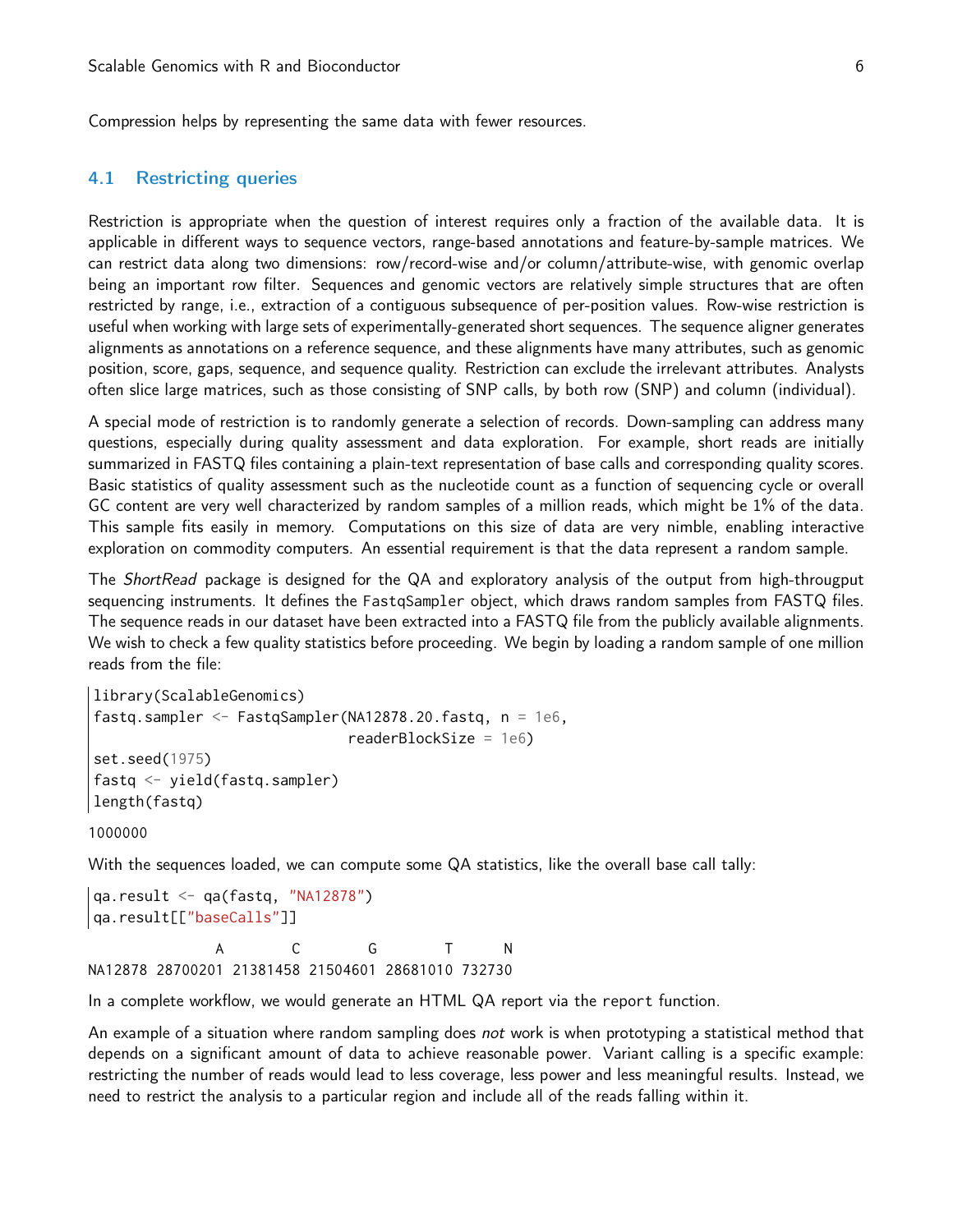Compression helps by representing the same data with fewer resources.

## 4.1 Restricting queries

Restriction is appropriate when the question of interest requires only a fraction of the available data. It is applicable in different ways to sequence vectors, range-based annotations and feature-by-sample matrices. We can restrict data along two dimensions: row/record-wise and/or column/attribute-wise, with genomic overlap being an important row filter. Sequences and genomic vectors are relatively simple structures that are often restricted by range, i.e., extraction of a contiguous subsequence of per-position values. Row-wise restriction is useful when working with large sets of experimentally-generated short sequences. The sequence aligner generates alignments as annotations on a reference sequence, and these alignments have many attributes, such as genomic position, score, gaps, sequence, and sequence quality. Restriction can exclude the irrelevant attributes. Analysts often slice large matrices, such as those consisting of SNP calls, by both row (SNP) and column (individual).

A special mode of restriction is to randomly generate a selection of records. Down-sampling can address many questions, especially during quality assessment and data exploration. For example, short reads are initially summarized in FASTQ files containing a plain-text representation of base calls and corresponding quality scores. Basic statistics of quality assessment such as the nucleotide count as a function of sequencing cycle or overall GC content are very well characterized by random samples of a million reads, which might be 1% of the data. This sample fits easily in memory. Computations on this size of data are very nimble, enabling interactive exploration on commodity computers. An essential requirement is that the data represent a random sample.

The *ShortRead* package is designed for the QA and exploratory analysis of the output from high-througput sequencing instruments. It defines the `FastqSampler` object, which draws random samples from FASTQ files. The sequence reads in our dataset have been extracted into a FASTQ file from the publicly available alignments. We wish to check a few quality statistics before proceeding. We begin by loading a random sample of one million reads from the file:

```
library(ScalableGenomics)
fastq.sampler <- FastqSampler(NA12878.20.fastq, n = 1e6,
                              readerBlockSize = 1e6)
set.seed(1975)
fastq <- yield(fastq.sampler)
length(fastq)
```

```
1000000
```

With the sequences loaded, we can compute some QA statistics, like the overall base call tally:

```
qa.result <- qa(fastq, "NA12878")
qa.result[["baseCalls"]]
```

```
               A        C        G        T      N
NA12878 28700201 21381458 21504601 28681010 732730
```

In a complete workflow, we would generate an HTML QA report via the `report` function.

An example of a situation where random sampling does *not* work is when prototyping a statistical method that depends on a significant amount of data to achieve reasonable power. Variant calling is a specific example: restricting the number of reads would lead to less coverage, less power and less meaningful results. Instead, we need to restrict the analysis to a particular region and include all of the reads falling within it.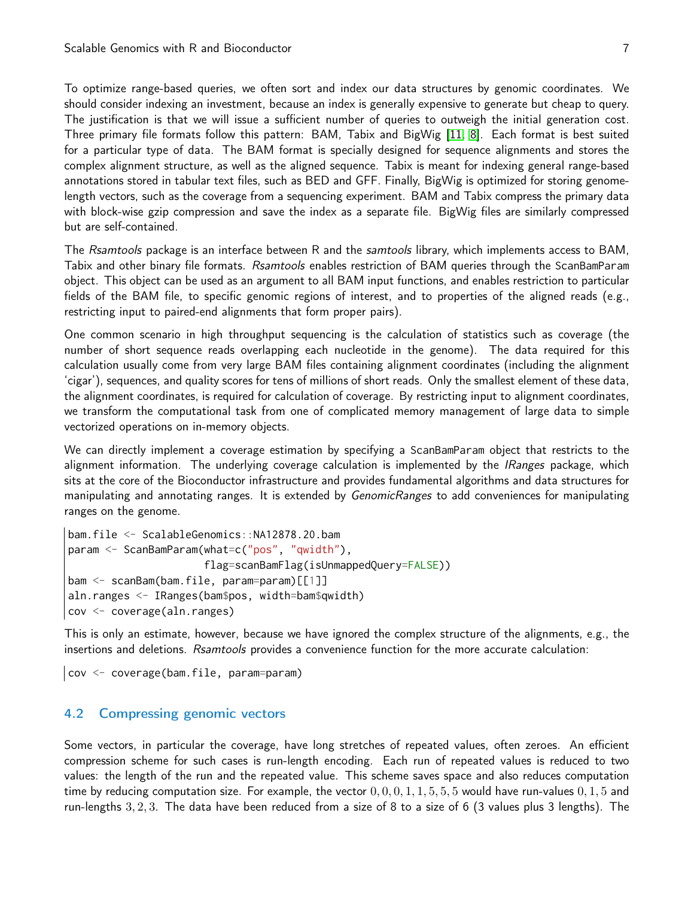To optimize range-based queries, we often sort and index our data structures by genomic coordinates. We should consider indexing an investment, because an index is generally expensive to generate but cheap to query. The justification is that we will issue a sufficient number of queries to outweigh the initial generation cost. Three primary file formats follow this pattern: BAM, Tabix and BigWig [11, 8]. Each format is best suited for a particular type of data. The BAM format is specially designed for sequence alignments and stores the complex alignment structure, as well as the aligned sequence. Tabix is meant for indexing general range-based annotations stored in tabular text files, such as BED and GFF. Finally, BigWig is optimized for storing genome-length vectors, such as the coverage from a sequencing experiment. BAM and Tabix compress the primary data with block-wise gzip compression and save the index as a separate file. BigWig files are similarly compressed but are self-contained.

The *Rsamtools* package is an interface between R and the *samtools* library, which implements access to BAM, Tabix and other binary file formats. *Rsamtools* enables restriction of BAM queries through the ScanBamParam object. This object can be used as an argument to all BAM input functions, and enables restriction to particular fields of the BAM file, to specific genomic regions of interest, and to properties of the aligned reads (e.g., restricting input to paired-end alignments that form proper pairs).

One common scenario in high throughput sequencing is the calculation of statistics such as coverage (the number of short sequence reads overlapping each nucleotide in the genome). The data required for this calculation usually come from very large BAM files containing alignment coordinates (including the alignment 'cigar'), sequences, and quality scores for tens of millions of short reads. Only the smallest element of these data, the alignment coordinates, is required for calculation of coverage. By restricting input to alignment coordinates, we transform the computational task from one of complicated memory management of large data to simple vectorized operations on in-memory objects.

We can directly implement a coverage estimation by specifying a ScanBamParam object that restricts to the alignment information. The underlying coverage calculation is implemented by the *IRanges* package, which sits at the core of the Bioconductor infrastructure and provides fundamental algorithms and data structures for manipulating and annotating ranges. It is extended by *GenomicRanges* to add conveniences for manipulating ranges on the genome.

```
bam.file <- ScalableGenomics::NA12878.20.bam
param <- ScanBamParam(what=c("pos", "qwidth"),
                      flag=scanBamFlag(isUnmappedQuery=FALSE))
bam <- scanBam(bam.file, param=param)[[1]]
aln.ranges <- IRanges(bam$pos, width=bam$qwidth)
cov <- coverage(aln.ranges)
```

This is only an estimate, however, because we have ignored the complex structure of the alignments, e.g., the insertions and deletions. *Rsamtools* provides a convenience function for the more accurate calculation:

```
cov <- coverage(bam.file, param=param)
```

## 4.2 Compressing genomic vectors

Some vectors, in particular the coverage, have long stretches of repeated values, often zeroes. An efficient compression scheme for such cases is run-length encoding. Each run of repeated values is reduced to two values: the length of the run and the repeated value. This scheme saves space and also reduces computation time by reducing computation size. For example, the vector $0, 0, 0, 1, 1, 5, 5, 5$ would have run-values $0, 1, 5$ and run-lengths $3, 2, 3$. The data have been reduced from a size of 8 to a size of 6 (3 values plus 3 lengths). The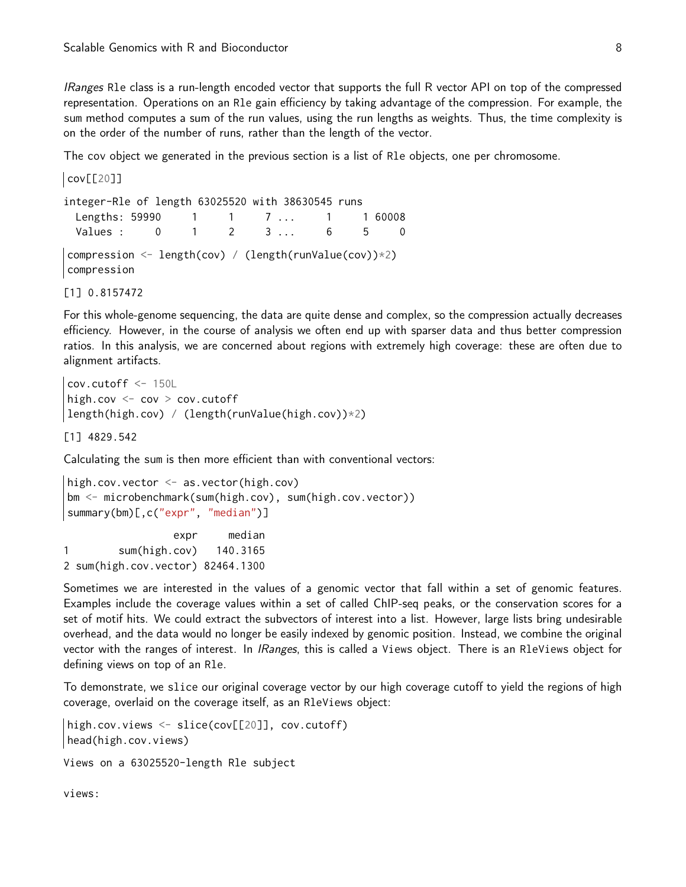*IRanges* Rle class is a run-length encoded vector that supports the full R vector API on top of the compressed representation. Operations on an Rle gain efficiency by taking advantage of the compression. For example, the sum method computes a sum of the run values, using the run lengths as weights. Thus, the time complexity is on the order of the number of runs, rather than the length of the vector.

The cov object we generated in the previous section is a list of Rle objects, one per chromosome.

```
cov[[20]]
```

```
integer-Rle of length 63025520 with 38630545 runs
  Lengths: 59990     1     1     7 ...     1     1 60008
  Values :     0     1     2     3 ...     6     5     0
```

```
compression <- length(cov) / (length(runValue(cov))*2)
compression
```

```
[1] 0.8157472
```

For this whole-genome sequencing, the data are quite dense and complex, so the compression actually decreases efficiency. However, in the course of analysis we often end up with sparser data and thus better compression ratios. In this analysis, we are concerned about regions with extremely high coverage: these are often due to alignment artifacts.

```
cov.cutoff <- 150L
high.cov <- cov > cov.cutoff
length(high.cov) / (length(runValue(high.cov))*2)
```

```
[1] 4829.542
```

Calculating the sum is then more efficient than with conventional vectors:

```
high.cov.vector <- as.vector(high.cov)
bm <- microbenchmark(sum(high.cov), sum(high.cov.vector))
summary(bm)[,c("expr", "median")]
```

```
                  expr     median
1        sum(high.cov)   140.3165
2 sum(high.cov.vector) 82464.1300
```

Sometimes we are interested in the values of a genomic vector that fall within a set of genomic features. Examples include the coverage values within a set of called ChIP-seq peaks, or the conservation scores for a set of motif hits. We could extract the subvectors of interest into a list. However, large lists bring undesirable overhead, and the data would no longer be easily indexed by genomic position. Instead, we combine the original vector with the ranges of interest. In *IRanges*, this is called a Views object. There is an RleViews object for defining views on top of an Rle.

To demonstrate, we slice our original coverage vector by our high coverage cutoff to yield the regions of high coverage, overlaid on the coverage itself, as an RleViews object:

```
high.cov.views <- slice(cov[[20]], cov.cutoff)
head(high.cov.views)
```

```
Views on a 63025520-length Rle subject

views:
```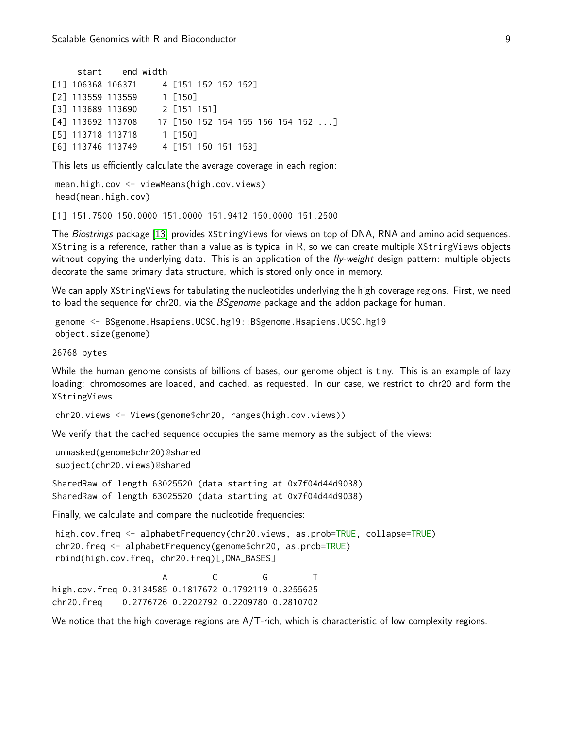```
     start    end width
[1] 106368 106371     4 [151 152 152 152]
[2] 113559 113559     1 [150]
[3] 113689 113690     2 [151 151]
[4] 113692 113708    17 [150 152 154 155 156 154 152 ...]
[5] 113718 113718     1 [150]
[6] 113746 113749     4 [151 150 151 153]
```

This lets us efficiently calculate the average coverage in each region:

```
mean.high.cov <- viewMeans(high.cov.views)
head(mean.high.cov)
```

```
[1] 151.7500 150.0000 151.0000 151.9412 150.0000 151.2500
```

The *Biostrings* package [13] provides XStringViews for views on top of DNA, RNA and amino acid sequences. XString is a reference, rather than a value as is typical in R, so we can create multiple XStringViews objects without copying the underlying data. This is an application of the *fly-weight* design pattern: multiple objects decorate the same primary data structure, which is stored only once in memory.

We can apply XStringViews for tabulating the nucleotides underlying the high coverage regions. First, we need to load the sequence for chr20, via the *BSgenome* package and the addon package for human.

```
genome <- BSgenome.Hsapiens.UCSC.hg19::BSgenome.Hsapiens.UCSC.hg19
object.size(genome)
```

```
26768 bytes
```

While the human genome consists of billions of bases, our genome object is tiny. This is an example of lazy loading: chromosomes are loaded, and cached, as requested. In our case, we restrict to chr20 and form the XStringViews.

```
chr20.views <- Views(genome$chr20, ranges(high.cov.views))
```

We verify that the cached sequence occupies the same memory as the subject of the views:

```
unmasked(genome$chr20)@shared
subject(chr20.views)@shared
```

```
SharedRaw of length 63025520 (data starting at 0x7f04d44d9038)
SharedRaw of length 63025520 (data starting at 0x7f04d44d9038)
```

Finally, we calculate and compare the nucleotide frequencies:

```
high.cov.freq <- alphabetFrequency(chr20.views, as.prob=TRUE, collapse=TRUE)
chr20.freq <- alphabetFrequency(genome$chr20, as.prob=TRUE)
rbind(high.cov.freq, chr20.freq)[,DNA_BASES]
```

```
                      A         C         G         T
high.cov.freq 0.3134585 0.1817672 0.1792119 0.3255625
chr20.freq    0.2776726 0.2202792 0.2209780 0.2810702
```

We notice that the high coverage regions are A/T-rich, which is characteristic of low complexity regions.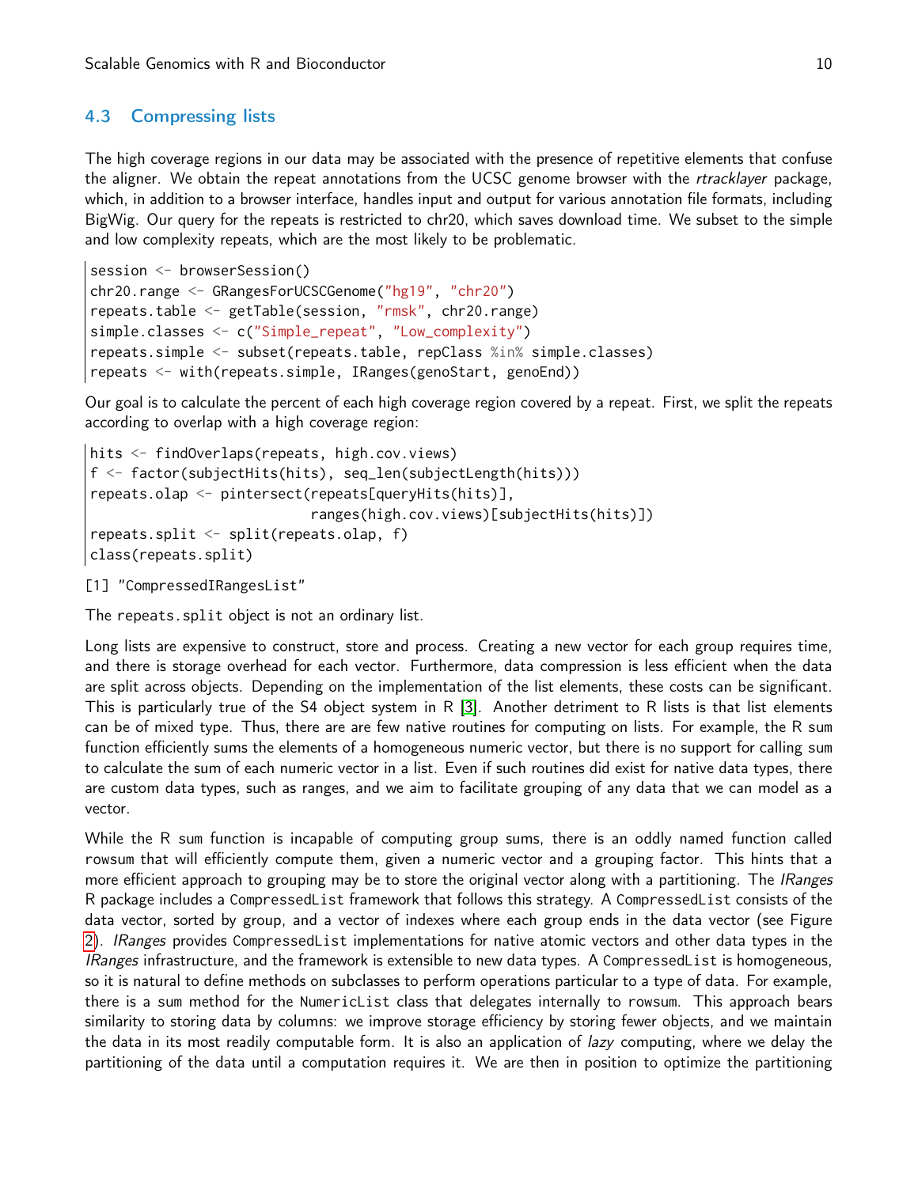## 4.3 Compressing lists

The high coverage regions in our data may be associated with the presence of repetitive elements that confuse the aligner. We obtain the repeat annotations from the UCSC genome browser with the *rtracklayer* package, which, in addition to a browser interface, handles input and output for various annotation file formats, including BigWig. Our query for the repeats is restricted to chr20, which saves download time. We subset to the simple and low complexity repeats, which are the most likely to be problematic.

```
session <- browserSession()
chr20.range <- GRangesForUCSCGenome("hg19", "chr20")
repeats.table <- getTable(session, "rmsk", chr20.range)
simple.classes <- c("Simple_repeat", "Low_complexity")
repeats.simple <- subset(repeats.table, repClass %in% simple.classes)
repeats <- with(repeats.simple, IRanges(genoStart, genoEnd))
```

Our goal is to calculate the percent of each high coverage region covered by a repeat. First, we split the repeats according to overlap with a high coverage region:

```
hits <- findOverlaps(repeats, high.cov.views)
f <- factor(subjectHits(hits), seq_len(subjectLength(hits)))
repeats.olap <- pintersect(repeats[queryHits(hits)],
                           ranges(high.cov.views)[subjectHits(hits)])
repeats.split <- split(repeats.olap, f)
class(repeats.split)
```

```
[1] "CompressedIRangesList"
```

The `repeats.split` object is not an ordinary list.

Long lists are expensive to construct, store and process. Creating a new vector for each group requires time, and there is storage overhead for each vector. Furthermore, data compression is less efficient when the data are split across objects. Depending on the implementation of the list elements, these costs can be significant. This is particularly true of the S4 object system in R [3]. Another detriment to R lists is that list elements can be of mixed type. Thus, there are are few native routines for computing on lists. For example, the R `sum` function efficiently sums the elements of a homogeneous numeric vector, but there is no support for calling `sum` to calculate the sum of each numeric vector in a list. Even if such routines did exist for native data types, there are custom data types, such as ranges, and we aim to facilitate grouping of any data that we can model as a vector.

While the R `sum` function is incapable of computing group sums, there is an oddly named function called `rowsum` that will efficiently compute them, given a numeric vector and a grouping factor. This hints that a more efficient approach to grouping may be to store the original vector along with a partitioning. The *IRanges* R package includes a `CompressedList` framework that follows this strategy. A `CompressedList` consists of the data vector, sorted by group, and a vector of indexes where each group ends in the data vector (see Figure 2). *IRanges* provides `CompressedList` implementations for native atomic vectors and other data types in the *IRanges* infrastructure, and the framework is extensible to new data types. A `CompressedList` is homogeneous, so it is natural to define methods on subclasses to perform operations particular to a type of data. For example, there is a `sum` method for the `NumericList` class that delegates internally to `rowsum`. This approach bears similarity to storing data by columns: we improve storage efficiency by storing fewer objects, and we maintain the data in its most readily computable form. It is also an application of *lazy* computing, where we delay the partitioning of the data until a computation requires it. We are then in position to optimize the partitioning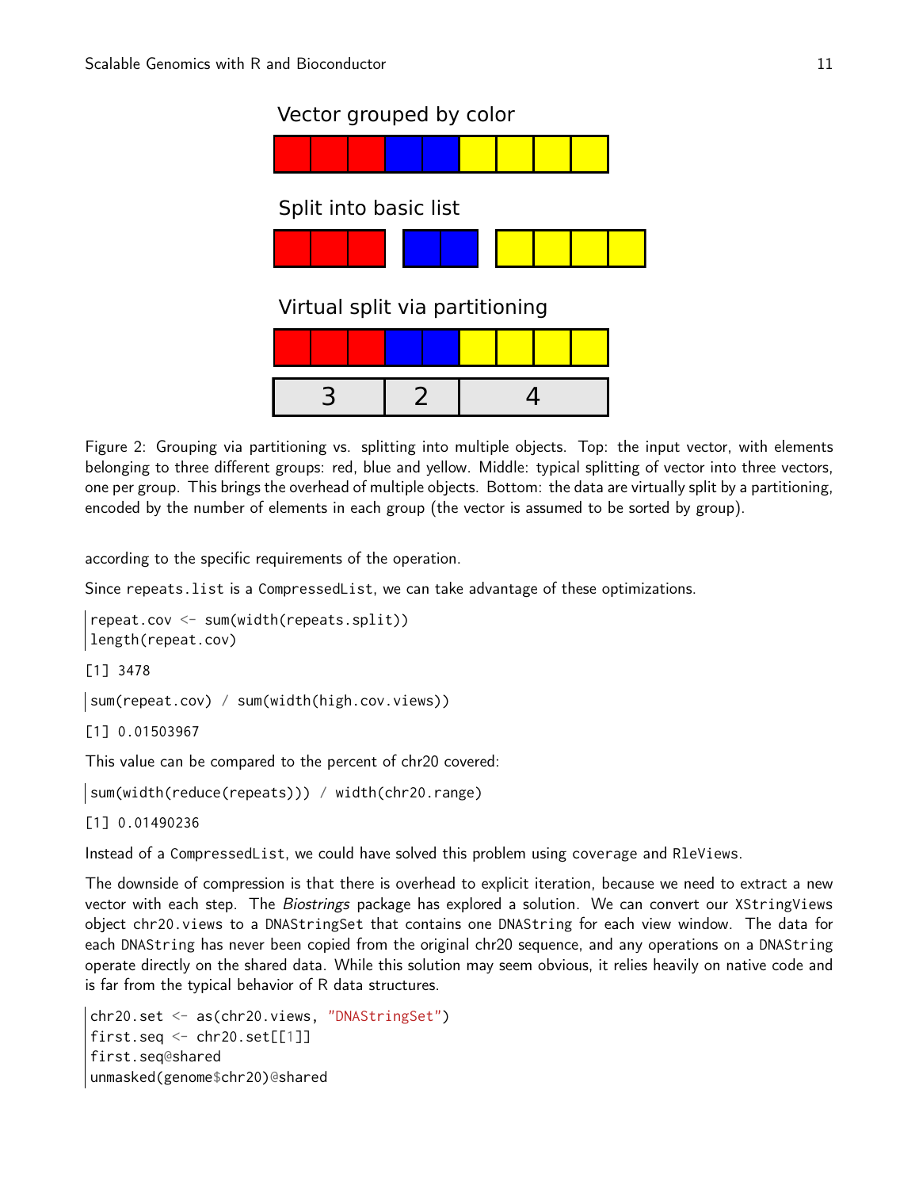Vector grouped by color

Split into basic list

Virtual split via partitioning

| 3 | 2 | 4 |
|---|---|---|

Figure 2: Grouping via partitioning vs. splitting into multiple objects. Top: the input vector, with elements belonging to three different groups: red, blue and yellow. Middle: typical splitting of vector into three vectors, one per group. This brings the overhead of multiple objects. Bottom: the data are virtually split by a partitioning, encoded by the number of elements in each group (the vector is assumed to be sorted by group).

according to the specific requirements of the operation.

Since `repeats.list` is a `CompressedList`, we can take advantage of these optimizations.

```
repeat.cov <- sum(width(repeats.split))
length(repeat.cov)
```

```
[1] 3478
```

```
sum(repeat.cov) / sum(width(high.cov.views))
```

```
[1] 0.01503967
```

This value can be compared to the percent of chr20 covered:

```
sum(width(reduce(repeats))) / width(chr20.range)
```

```
[1] 0.01490236
```

Instead of a `CompressedList`, we could have solved this problem using `coverage` and `RleViews`.

The downside of compression is that there is overhead to explicit iteration, because we need to extract a new vector with each step. The *Biostrings* package has explored a solution. We can convert our `XStringViews` object `chr20.views` to a `DNAStringSet` that contains one `DNAString` for each view window. The data for each `DNAString` has never been copied from the original chr20 sequence, and any operations on a `DNAString` operate directly on the shared data. While this solution may seem obvious, it relies heavily on native code and is far from the typical behavior of R data structures.

```
chr20.set <- as(chr20.views, "DNAStringSet")
first.seq <- chr20.set[[1]]
first.seq@shared
unmasked(genome$chr20)@shared
```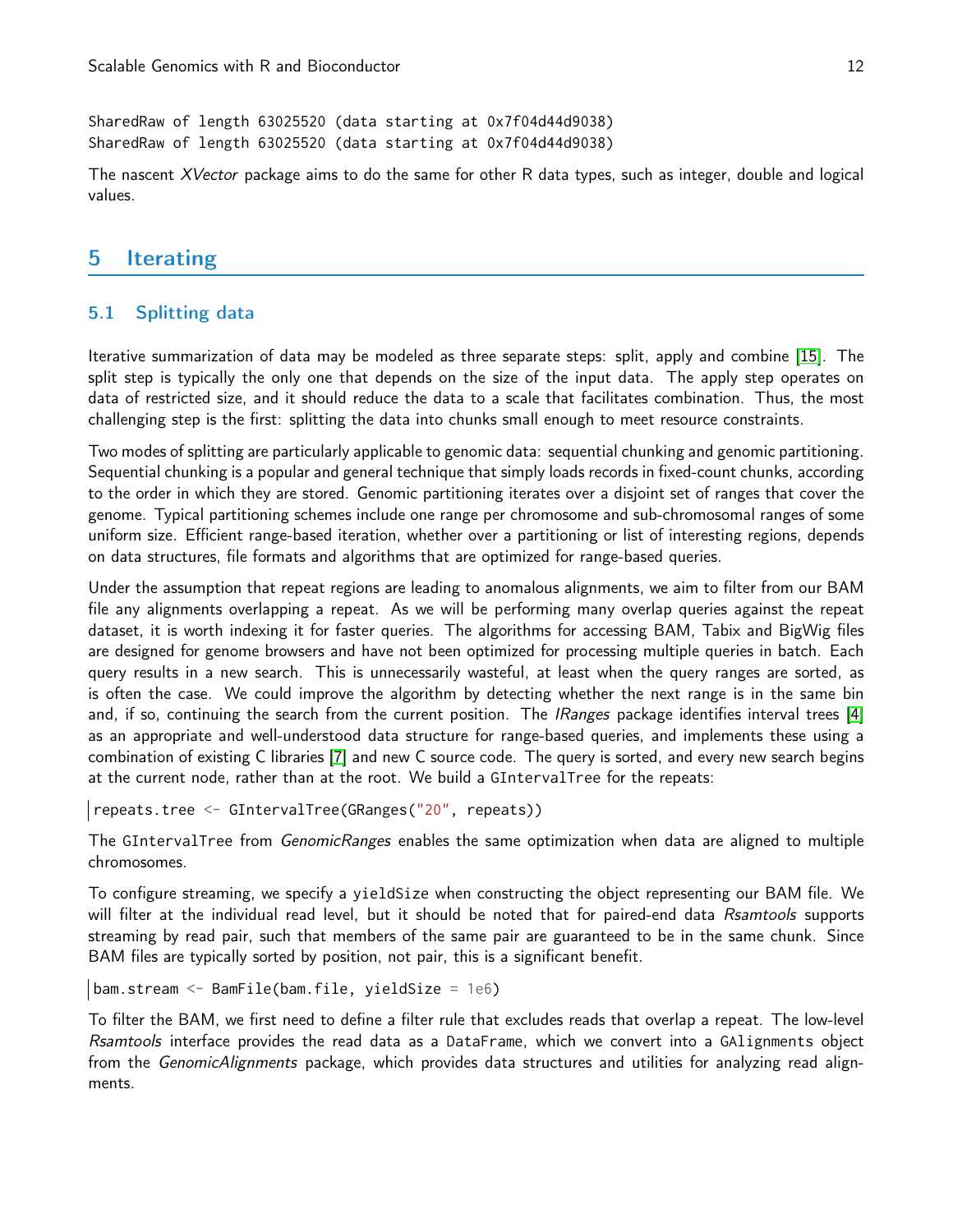```
SharedRaw of length 63025520 (data starting at 0x7f04d44d9038)
SharedRaw of length 63025520 (data starting at 0x7f04d44d9038)
```

The nascent *XVector* package aims to do the same for other R data types, such as integer, double and logical values.

## 5 Iterating

### 5.1 Splitting data

Iterative summarization of data may be modeled as three separate steps: split, apply and combine [15]. The split step is typically the only one that depends on the size of the input data. The apply step operates on data of restricted size, and it should reduce the data to a scale that facilitates combination. Thus, the most challenging step is the first: splitting the data into chunks small enough to meet resource constraints.

Two modes of splitting are particularly applicable to genomic data: sequential chunking and genomic partitioning. Sequential chunking is a popular and general technique that simply loads records in fixed-count chunks, according to the order in which they are stored. Genomic partitioning iterates over a disjoint set of ranges that cover the genome. Typical partitioning schemes include one range per chromosome and sub-chromosomal ranges of some uniform size. Efficient range-based iteration, whether over a partitioning or list of interesting regions, depends on data structures, file formats and algorithms that are optimized for range-based queries.

Under the assumption that repeat regions are leading to anomalous alignments, we aim to filter from our BAM file any alignments overlapping a repeat. As we will be performing many overlap queries against the repeat dataset, it is worth indexing it for faster queries. The algorithms for accessing BAM, Tabix and BigWig files are designed for genome browsers and have not been optimized for processing multiple queries in batch. Each query results in a new search. This is unnecessarily wasteful, at least when the query ranges are sorted, as is often the case. We could improve the algorithm by detecting whether the next range is in the same bin and, if so, continuing the search from the current position. The *IRanges* package identifies interval trees [4] as an appropriate and well-understood data structure for range-based queries, and implements these using a combination of existing C libraries [7] and new C source code. The query is sorted, and every new search begins at the current node, rather than at the root. We build a `GIntervalTree` for the repeats:

```
repeats.tree <- GIntervalTree(GRanges("20", repeats))
```

The `GIntervalTree` from *GenomicRanges* enables the same optimization when data are aligned to multiple chromosomes.

To configure streaming, we specify a `yieldSize` when constructing the object representing our BAM file. We will filter at the individual read level, but it should be noted that for paired-end data *Rsamtools* supports streaming by read pair, such that members of the same pair are guaranteed to be in the same chunk. Since BAM files are typically sorted by position, not pair, this is a significant benefit.

```
bam.stream <- BamFile(bam.file, yieldSize = 1e6)
```

To filter the BAM, we first need to define a filter rule that excludes reads that overlap a repeat. The low-level *Rsamtools* interface provides the read data as a `DataFrame`, which we convert into a `GAlignments` object from the *GenomicAlignments* package, which provides data structures and utilities for analyzing read alignments.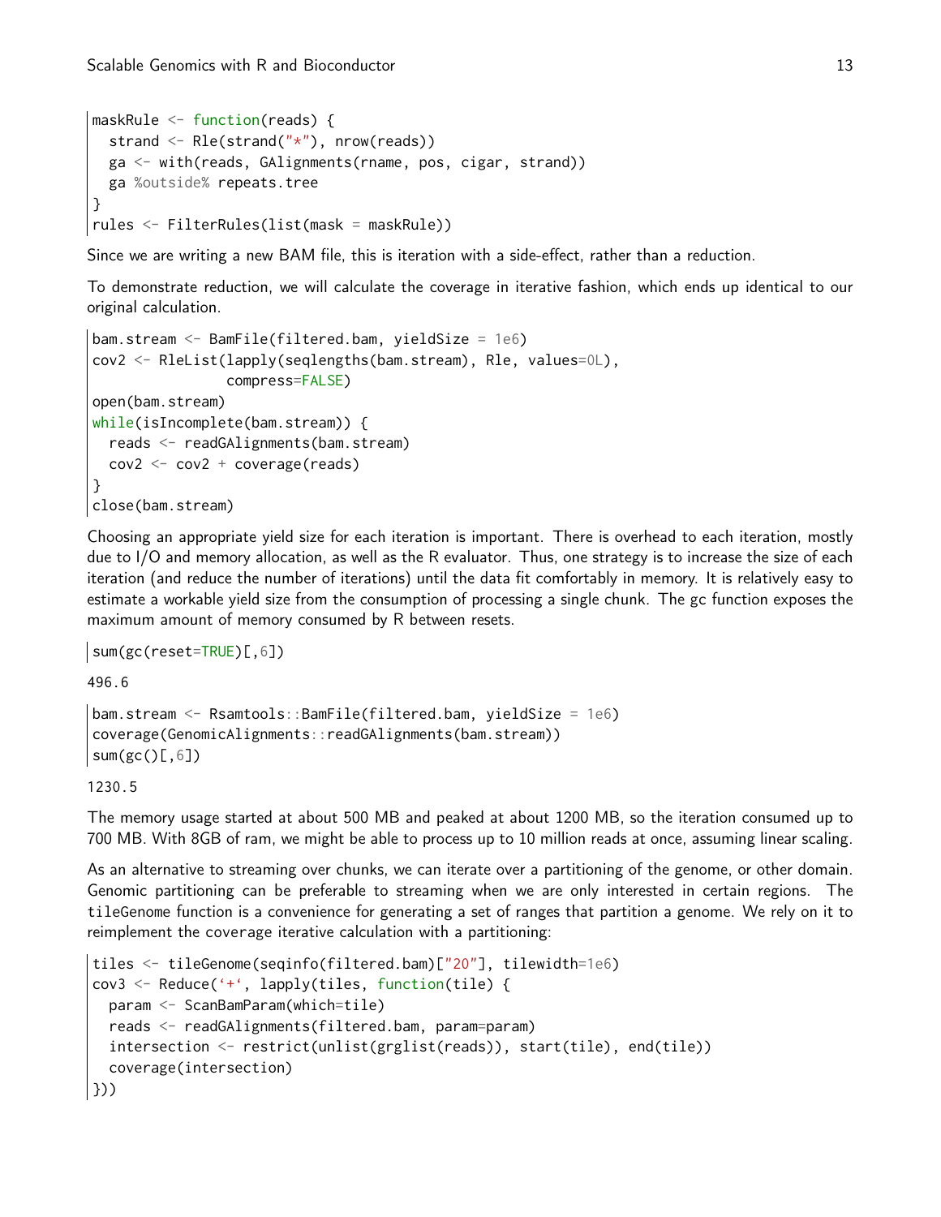```
maskRule <- function(reads) {
  strand <- Rle(strand("*"), nrow(reads))
  ga <- with(reads, GAlignments(rname, pos, cigar, strand))
  ga %outside% repeats.tree
}
rules <- FilterRules(list(mask = maskRule))
```

Since we are writing a new BAM file, this is iteration with a side-effect, rather than a reduction.

To demonstrate reduction, we will calculate the coverage in iterative fashion, which ends up identical to our original calculation.

```
bam.stream <- BamFile(filtered.bam, yieldSize = 1e6)
cov2 <- RleList(lapply(seqlengths(bam.stream), Rle, values=0L),
                compress=FALSE)
open(bam.stream)
while(isIncomplete(bam.stream)) {
  reads <- readGAlignments(bam.stream)
  cov2 <- cov2 + coverage(reads)
}
close(bam.stream)
```

Choosing an appropriate yield size for each iteration is important. There is overhead to each iteration, mostly due to I/O and memory allocation, as well as the R evaluator. Thus, one strategy is to increase the size of each iteration (and reduce the number of iterations) until the data fit comfortably in memory. It is relatively easy to estimate a workable yield size from the consumption of processing a single chunk. The gc function exposes the maximum amount of memory consumed by R between resets.

```
sum(gc(reset=TRUE)[,6])
```

```
496.6
```

```
bam.stream <- Rsamtools::BamFile(filtered.bam, yieldSize = 1e6)
coverage(GenomicAlignments::readGAlignments(bam.stream))
sum(gc()[,6])
```

```
1230.5
```

The memory usage started at about 500 MB and peaked at about 1200 MB, so the iteration consumed up to 700 MB. With 8GB of ram, we might be able to process up to 10 million reads at once, assuming linear scaling.

As an alternative to streaming over chunks, we can iterate over a partitioning of the genome, or other domain. Genomic partitioning can be preferable to streaming when we are only interested in certain regions. The `tileGenome` function is a convenience for generating a set of ranges that partition a genome. We rely on it to reimplement the coverage iterative calculation with a partitioning:

```
tiles <- tileGenome(seqinfo(filtered.bam)["20"], tilewidth=1e6)
cov3 <- Reduce(`+`, lapply(tiles, function(tile) {
  param <- ScanBamParam(which=tile)
  reads <- readGAlignments(filtered.bam, param=param)
  intersection <- restrict(unlist(grglist(reads)), start(tile), end(tile))
  coverage(intersection)
}))
```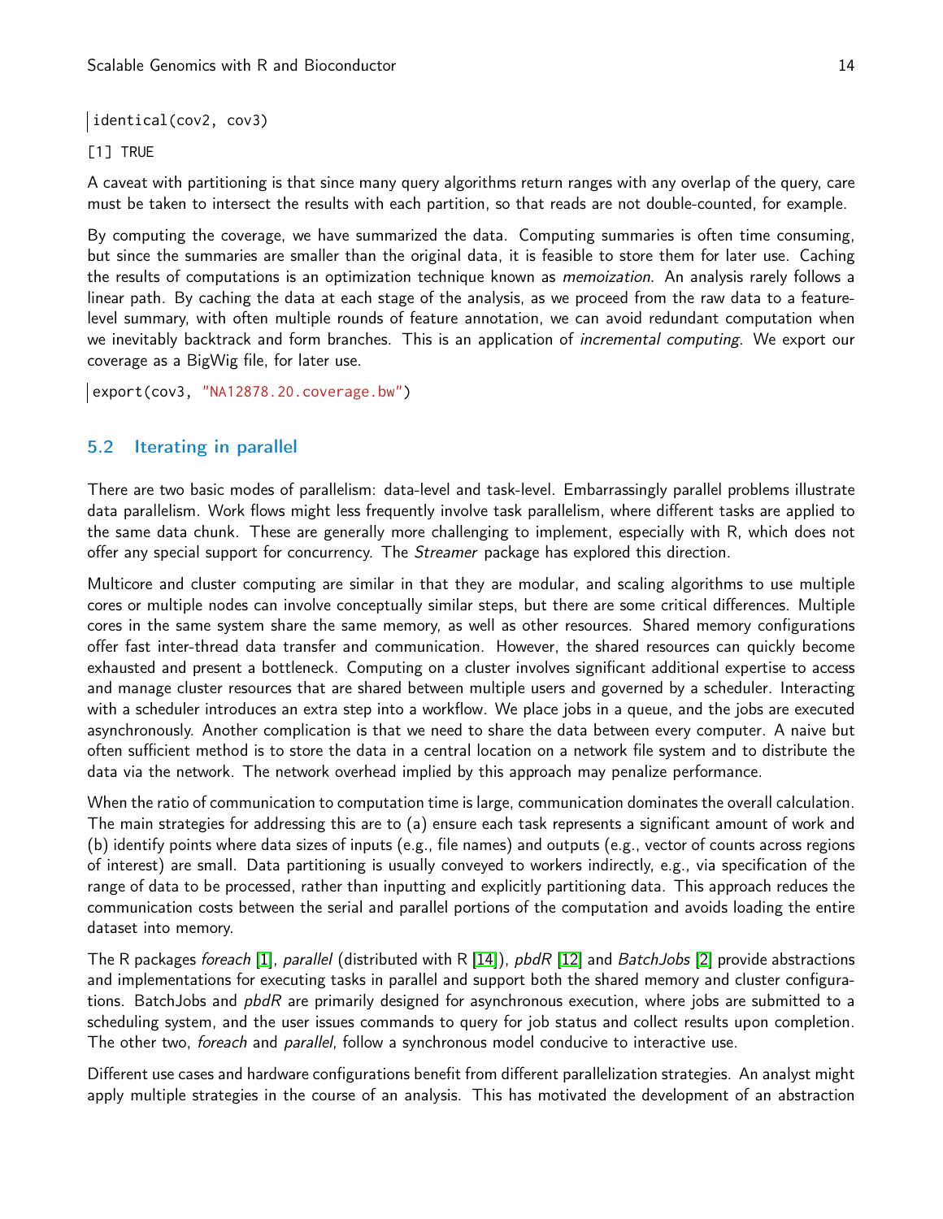```
identical(cov2, cov3)
```

```
[1] TRUE
```

A caveat with partitioning is that since many query algorithms return ranges with any overlap of the query, care must be taken to intersect the results with each partition, so that reads are not double-counted, for example.

By computing the coverage, we have summarized the data. Computing summaries is often time consuming, but since the summaries are smaller than the original data, it is feasible to store them for later use. Caching the results of computations is an optimization technique known as *memoization*. An analysis rarely follows a linear path. By caching the data at each stage of the analysis, as we proceed from the raw data to a feature-level summary, with often multiple rounds of feature annotation, we can avoid redundant computation when we inevitably backtrack and form branches. This is an application of *incremental computing*. We export our coverage as a BigWig file, for later use.

```
export(cov3, "NA12878.20.coverage.bw")
```

## 5.2 Iterating in parallel

There are two basic modes of parallelism: data-level and task-level. Embarrassingly parallel problems illustrate data parallelism. Work flows might less frequently involve task parallelism, where different tasks are applied to the same data chunk. These are generally more challenging to implement, especially with R, which does not offer any special support for concurrency. The *Streamer* package has explored this direction.

Multicore and cluster computing are similar in that they are modular, and scaling algorithms to use multiple cores or multiple nodes can involve conceptually similar steps, but there are some critical differences. Multiple cores in the same system share the same memory, as well as other resources. Shared memory configurations offer fast inter-thread data transfer and communication. However, the shared resources can quickly become exhausted and present a bottleneck. Computing on a cluster involves significant additional expertise to access and manage cluster resources that are shared between multiple users and governed by a scheduler. Interacting with a scheduler introduces an extra step into a workflow. We place jobs in a queue, and the jobs are executed asynchronously. Another complication is that we need to share the data between every computer. A naive but often sufficient method is to store the data in a central location on a network file system and to distribute the data via the network. The network overhead implied by this approach may penalize performance.

When the ratio of communication to computation time is large, communication dominates the overall calculation. The main strategies for addressing this are to (a) ensure each task represents a significant amount of work and (b) identify points where data sizes of inputs (e.g., file names) and outputs (e.g., vector of counts across regions of interest) are small. Data partitioning is usually conveyed to workers indirectly, e.g., via specification of the range of data to be processed, rather than inputting and explicitly partitioning data. This approach reduces the communication costs between the serial and parallel portions of the computation and avoids loading the entire dataset into memory.

The R packages *foreach* [1], *parallel* (distributed with R [14]), *pbdR* [12] and *BatchJobs* [2] provide abstractions and implementations for executing tasks in parallel and support both the shared memory and cluster configurations. BatchJobs and *pbdR* are primarily designed for asynchronous execution, where jobs are submitted to a scheduling system, and the user issues commands to query for job status and collect results upon completion. The other two, *foreach* and *parallel*, follow a synchronous model conducive to interactive use.

Different use cases and hardware configurations benefit from different parallelization strategies. An analyst might apply multiple strategies in the course of an analysis. This has motivated the development of an abstraction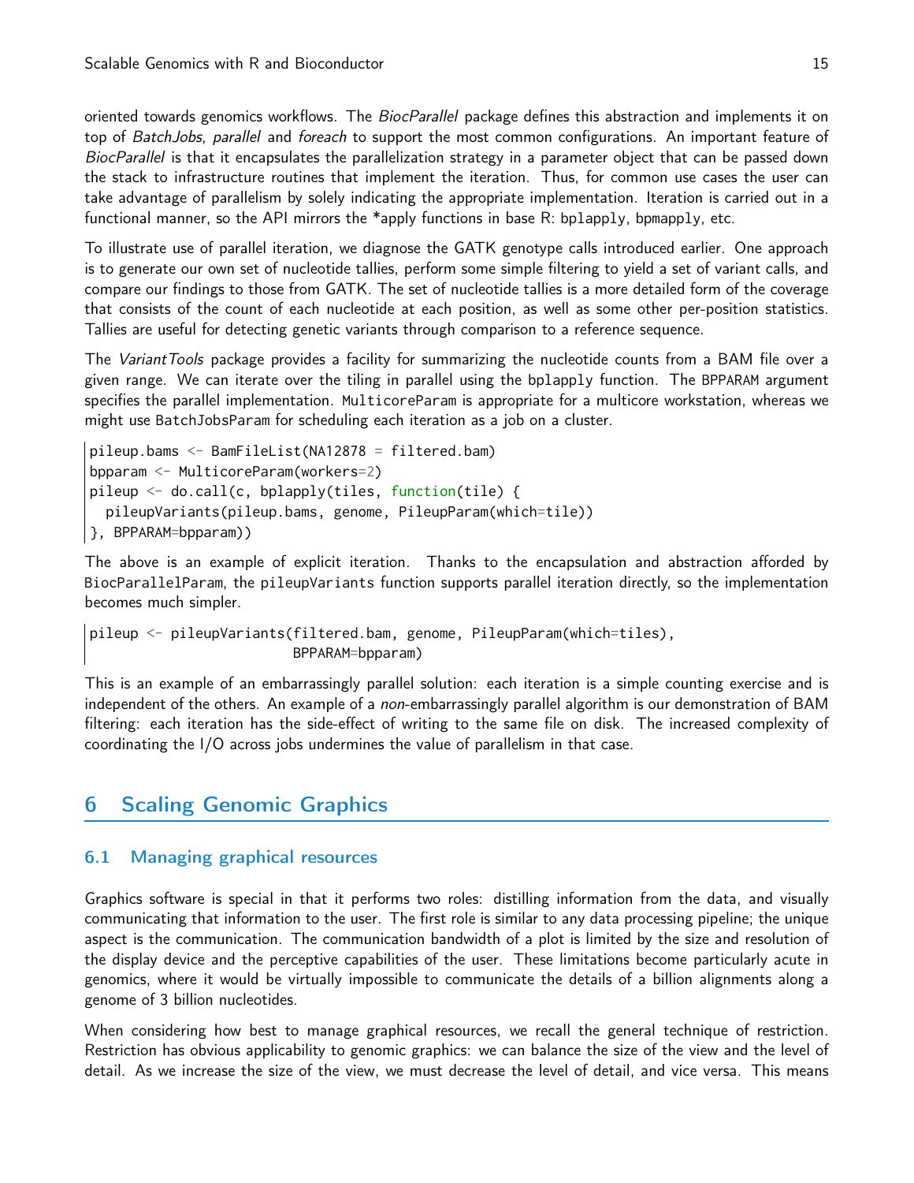oriented towards genomics workflows. The *BiocParallel* package defines this abstraction and implements it on top of *BatchJobs*, *parallel* and *foreach* to support the most common configurations. An important feature of *BiocParallel* is that it encapsulates the parallelization strategy in a parameter object that can be passed down the stack to infrastructure routines that implement the iteration. Thus, for common use cases the user can take advantage of parallelism by solely indicating the appropriate implementation. Iteration is carried out in a functional manner, so the API mirrors the *apply functions in base R: `bplapply`, `bpmapply`, etc.

To illustrate use of parallel iteration, we diagnose the GATK genotype calls introduced earlier. One approach is to generate our own set of nucleotide tallies, perform some simple filtering to yield a set of variant calls, and compare our findings to those from GATK. The set of nucleotide tallies is a more detailed form of the coverage that consists of the count of each nucleotide at each position, as well as some other per-position statistics. Tallies are useful for detecting genetic variants through comparison to a reference sequence.

The *VariantTools* package provides a facility for summarizing the nucleotide counts from a BAM file over a given range. We can iterate over the tiling in parallel using the `bplapply` function. The `BPPARAM` argument specifies the parallel implementation. `MulticoreParam` is appropriate for a multicore workstation, whereas we might use `BatchJobsParam` for scheduling each iteration as a job on a cluster.

```
pileup.bams <- BamFileList(NA12878 = filtered.bam)
bpparam <- MulticoreParam(workers=2)
pileup <- do.call(c, bplapply(tiles, function(tile) {
  pileupVariants(pileup.bams, genome, PileupParam(which=tile))
}, BPPARAM=bpparam))
```

The above is an example of explicit iteration. Thanks to the encapsulation and abstraction afforded by `BiocParallelParam`, the `pileupVariants` function supports parallel iteration directly, so the implementation becomes much simpler.

```
pileup <- pileupVariants(filtered.bam, genome, PileupParam(which=tiles),
                         BPPARAM=bpparam)
```

This is an example of an embarrassingly parallel solution: each iteration is a simple counting exercise and is independent of the others. An example of a *non*-embarrassingly parallel algorithm is our demonstration of BAM filtering: each iteration has the side-effect of writing to the same file on disk. The increased complexity of coordinating the I/O across jobs undermines the value of parallelism in that case.

## 6 Scaling Genomic Graphics

### 6.1 Managing graphical resources

Graphics software is special in that it performs two roles: distilling information from the data, and visually communicating that information to the user. The first role is similar to any data processing pipeline; the unique aspect is the communication. The communication bandwidth of a plot is limited by the size and resolution of the display device and the perceptive capabilities of the user. These limitations become particularly acute in genomics, where it would be virtually impossible to communicate the details of a billion alignments along a genome of 3 billion nucleotides.

When considering how best to manage graphical resources, we recall the general technique of restriction. Restriction has obvious applicability to genomic graphics: we can balance the size of the view and the level of detail. As we increase the size of the view, we must decrease the level of detail, and vice versa. This means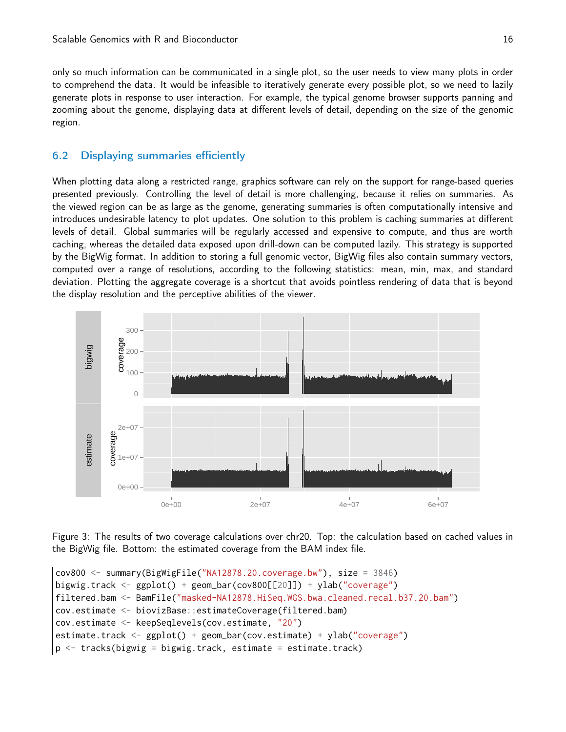only so much information can be communicated in a single plot, so the user needs to view many plots in order to comprehend the data. It would be infeasible to iteratively generate every possible plot, so we need to lazily generate plots in response to user interaction. For example, the typical genome browser supports panning and zooming about the genome, displaying data at different levels of detail, depending on the size of the genomic region.

## 6.2 Displaying summaries efficiently

When plotting data along a restricted range, graphics software can rely on the support for range-based queries presented previously. Controlling the level of detail is more challenging, because it relies on summaries. As the viewed region can be as large as the genome, generating summaries is often computationally intensive and introduces undesirable latency to plot updates. One solution to this problem is caching summaries at different levels of detail. Global summaries will be regularly accessed and expensive to compute, and thus are worth caching, whereas the detailed data exposed upon drill-down can be computed lazily. This strategy is supported by the BigWig format. In addition to storing a full genomic vector, BigWig files also contain summary vectors, computed over a range of resolutions, according to the following statistics: mean, min, max, and standard deviation. Plotting the aggregate coverage is a shortcut that avoids pointless rendering of data that is beyond the display resolution and the perceptive abilities of the viewer.

Figure 3: The results of two coverage calculations over chr20. Top: the calculation based on cached values in the BigWig file. Bottom: the estimated coverage from the BAM index file.

```
cov800 <- summary(BigWigFile("NA12878.20.coverage.bw"), size = 3846)
bigwig.track <- ggplot() + geom_bar(cov800[[20]]) + ylab("coverage")
filtered.bam <- BamFile("masked-NA12878.HiSeq.WGS.bwa.cleaned.recal.b37.20.bam")
cov.estimate <- biovizBase::estimateCoverage(filtered.bam)
cov.estimate <- keepSeqlevels(cov.estimate, "20")
estimate.track <- ggplot() + geom_bar(cov.estimate) + ylab("coverage")
p <- tracks(bigwig = bigwig.track, estimate = estimate.track)
```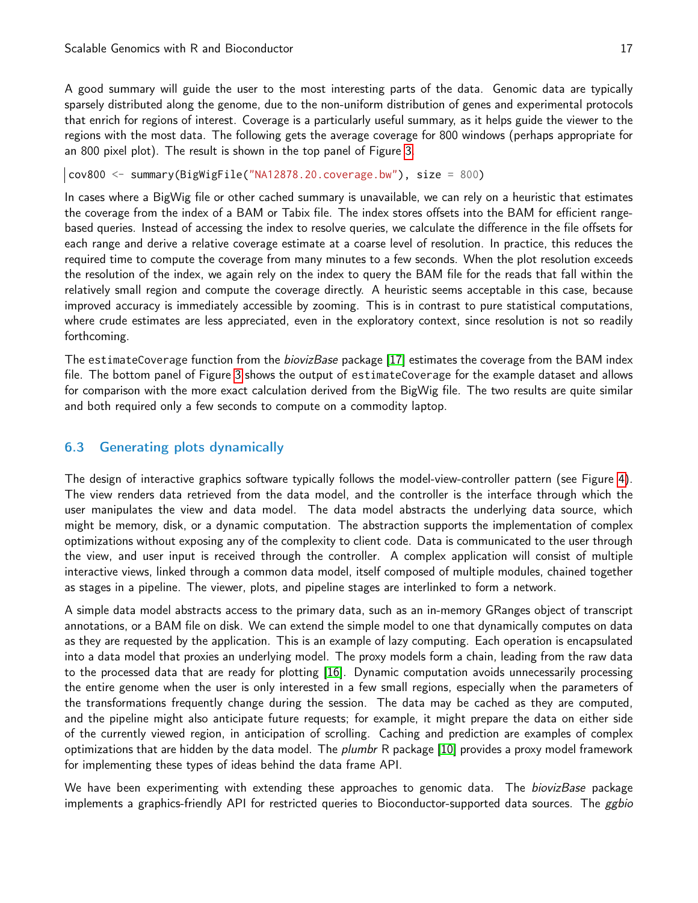A good summary will guide the user to the most interesting parts of the data. Genomic data are typically sparsely distributed along the genome, due to the non-uniform distribution of genes and experimental protocols that enrich for regions of interest. Coverage is a particularly useful summary, as it helps guide the viewer to the regions with the most data. The following gets the average coverage for 800 windows (perhaps appropriate for an 800 pixel plot). The result is shown in the top panel of Figure 3.

```
cov800 <- summary(BigWigFile("NA12878.20.coverage.bw"), size = 800)
```

In cases where a BigWig file or other cached summary is unavailable, we can rely on a heuristic that estimates the coverage from the index of a BAM or Tabix file. The index stores offsets into the BAM for efficient range-based queries. Instead of accessing the index to resolve queries, we calculate the difference in the file offsets for each range and derive a relative coverage estimate at a coarse level of resolution. In practice, this reduces the required time to compute the coverage from many minutes to a few seconds. When the plot resolution exceeds the resolution of the index, we again rely on the index to query the BAM file for the reads that fall within the relatively small region and compute the coverage directly. A heuristic seems acceptable in this case, because improved accuracy is immediately accessible by zooming. This is in contrast to pure statistical computations, where crude estimates are less appreciated, even in the exploratory context, since resolution is not so readily forthcoming.

The `estimateCoverage` function from the *biovizBase* package [17] estimates the coverage from the BAM index file. The bottom panel of Figure 3 shows the output of `estimateCoverage` for the example dataset and allows for comparison with the more exact calculation derived from the BigWig file. The two results are quite similar and both required only a few seconds to compute on a commodity laptop.

## 6.3 Generating plots dynamically

The design of interactive graphics software typically follows the model-view-controller pattern (see Figure 4). The view renders data retrieved from the data model, and the controller is the interface through which the user manipulates the view and data model. The data model abstracts the underlying data source, which might be memory, disk, or a dynamic computation. The abstraction supports the implementation of complex optimizations without exposing any of the complexity to client code. Data is communicated to the user through the view, and user input is received through the controller. A complex application will consist of multiple interactive views, linked through a common data model, itself composed of multiple modules, chained together as stages in a pipeline. The viewer, plots, and pipeline stages are interlinked to form a network.

A simple data model abstracts access to the primary data, such as an in-memory GRanges object of transcript annotations, or a BAM file on disk. We can extend the simple model to one that dynamically computes on data as they are requested by the application. This is an example of lazy computing. Each operation is encapsulated into a data model that proxies an underlying model. The proxy models form a chain, leading from the raw data to the processed data that are ready for plotting [16]. Dynamic computation avoids unnecessarily processing the entire genome when the user is only interested in a few small regions, especially when the parameters of the transformations frequently change during the session. The data may be cached as they are computed, and the pipeline might also anticipate future requests; for example, it might prepare the data on either side of the currently viewed region, in anticipation of scrolling. Caching and prediction are examples of complex optimizations that are hidden by the data model. The *plumbr* R package [10] provides a proxy model framework for implementing these types of ideas behind the data frame API.

We have been experimenting with extending these approaches to genomic data. The *biovizBase* package implements a graphics-friendly API for restricted queries to Bioconductor-supported data sources. The *ggbio*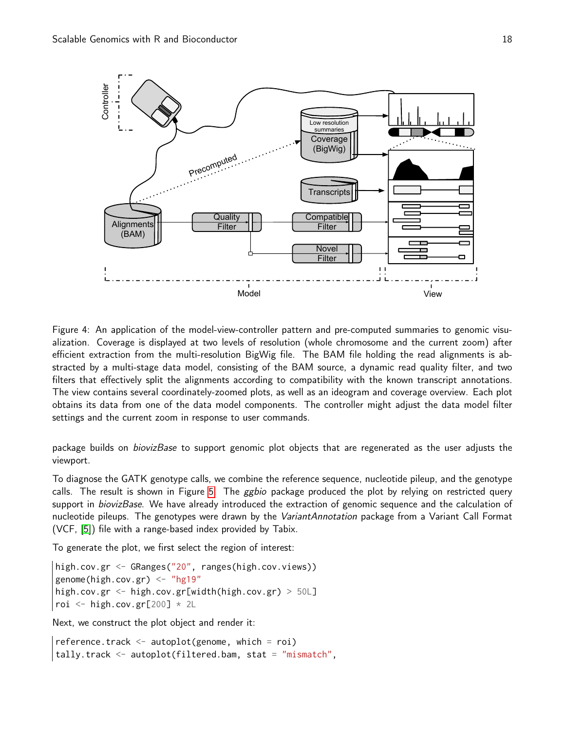Figure 4: An application of the model-view-controller pattern and pre-computed summaries to genomic visualization. Coverage is displayed at two levels of resolution (whole chromosome and the current zoom) after efficient extraction from the multi-resolution BigWig file. The BAM file holding the read alignments is abstracted by a multi-stage data model, consisting of the BAM source, a dynamic read quality filter, and two filters that effectively split the alignments according to compatibility with the known transcript annotations. The view contains several coordinately-zoomed plots, as well as an ideogram and coverage overview. Each plot obtains its data from one of the data model components. The controller might adjust the data model filter settings and the current zoom in response to user commands.

package builds on *biovizBase* to support genomic plot objects that are regenerated as the user adjusts the viewport.

To diagnose the GATK genotype calls, we combine the reference sequence, nucleotide pileup, and the genotype calls. The result is shown in Figure 5. The *ggbio* package produced the plot by relying on restricted query support in *biovizBase*. We have already introduced the extraction of genomic sequence and the calculation of nucleotide pileups. The genotypes were drawn by the *VariantAnnotation* package from a Variant Call Format (VCF, [5]) file with a range-based index provided by Tabix.

To generate the plot, we first select the region of interest:

```
high.cov.gr <- GRanges("20", ranges(high.cov.views))
genome(high.cov.gr) <- "hg19"
high.cov.gr <- high.cov.gr[width(high.cov.gr) > 50L]
roi <- high.cov.gr[200] * 2L
```

Next, we construct the plot object and render it:

```
reference.track <- autoplot(genome, which = roi)
tally.track <- autoplot(filtered.bam, stat = "mismatch",
```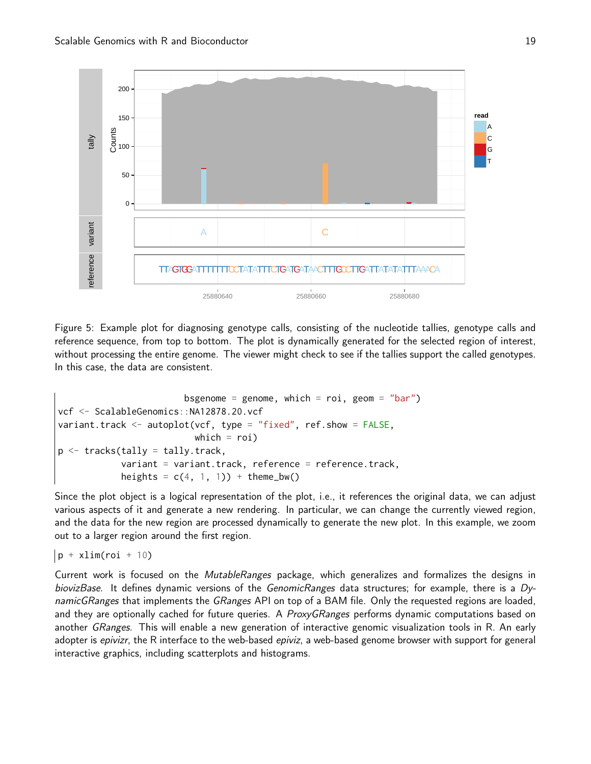Figure 5: Example plot for diagnosing genotype calls, consisting of the nucleotide tallies, genotype calls and reference sequence, from top to bottom. The plot is dynamically generated for the selected region of interest, without processing the entire genome. The viewer might check to see if the tallies support the called genotypes. In this case, the data are consistent.

```
                         bsgenome = genome, which = roi, geom = "bar")
vcf <- ScalableGenomics::NA12878.20.vcf
variant.track <- autoplot(vcf, type = "fixed", ref.show = FALSE,
                           which = roi)
p <- tracks(tally = tally.track,
            variant = variant.track, reference = reference.track,
            heights = c(4, 1, 1)) + theme_bw()
```

Since the plot object is a logical representation of the plot, i.e., it references the original data, we can adjust various aspects of it and generate a new rendering. In particular, we can change the currently viewed region, and the data for the new region are processed dynamically to generate the new plot. In this example, we zoom out to a larger region around the first region.

```
p + xlim(roi + 10)
```

Current work is focused on the *MutableRanges* package, which generalizes and formalizes the designs in *biovizBase*. It defines dynamic versions of the *GenomicRanges* data structures; for example, there is a *DynamicGRanges* that implements the *GRanges* API on top of a BAM file. Only the requested regions are loaded, and they are optionally cached for future queries. A *ProxyGRanges* performs dynamic computations based on another *GRanges*. This will enable a new generation of interactive genomic visualization tools in R. An early adopter is *epivizr*, the R interface to the web-based *epiviz*, a web-based genome browser with support for general interactive graphics, including scatterplots and histograms.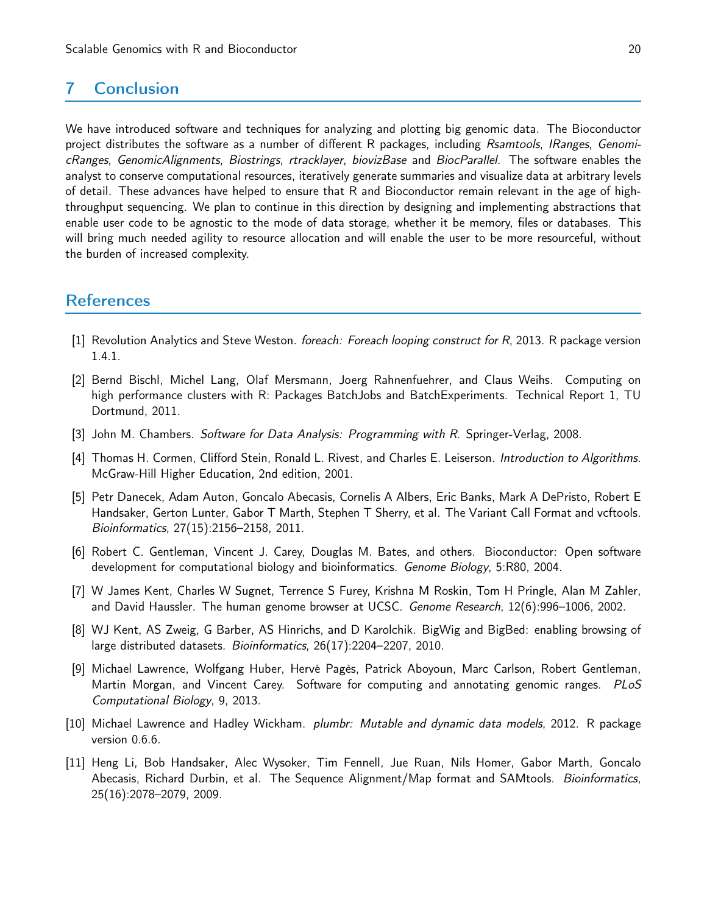## 7 Conclusion

We have introduced software and techniques for analyzing and plotting big genomic data. The Bioconductor project distributes the software as a number of different R packages, including *Rsamtools*, *IRanges*, *GenomicRanges*, *GenomicAlignments*, *Biostrings*, *rtracklayer*, *biovizBase* and *BiocParallel*. The software enables the analyst to conserve computational resources, iteratively generate summaries and visualize data at arbitrary levels of detail. These advances have helped to ensure that R and Bioconductor remain relevant in the age of high-throughput sequencing. We plan to continue in this direction by designing and implementing abstractions that enable user code to be agnostic to the mode of data storage, whether it be memory, files or databases. This will bring much needed agility to resource allocation and will enable the user to be more resourceful, without the burden of increased complexity.

## References

[1] Revolution Analytics and Steve Weston. *foreach: Foreach looping construct for R*, 2013. R package version 1.4.1.

[2] Bernd Bischl, Michel Lang, Olaf Mersmann, Joerg Rahnenfuehrer, and Claus Weihs. Computing on high performance clusters with R: Packages BatchJobs and BatchExperiments. Technical Report 1, TU Dortmund, 2011.

[3] John M. Chambers. *Software for Data Analysis: Programming with R*. Springer-Verlag, 2008.

[4] Thomas H. Cormen, Clifford Stein, Ronald L. Rivest, and Charles E. Leiserson. *Introduction to Algorithms*. McGraw-Hill Higher Education, 2nd edition, 2001.

[5] Petr Danecek, Adam Auton, Goncalo Abecasis, Cornelis A Albers, Eric Banks, Mark A DePristo, Robert E Handsaker, Gerton Lunter, Gabor T Marth, Stephen T Sherry, et al. The Variant Call Format and vcftools. *Bioinformatics*, 27(15):2156–2158, 2011.

[6] Robert C. Gentleman, Vincent J. Carey, Douglas M. Bates, and others. Bioconductor: Open software development for computational biology and bioinformatics. *Genome Biology*, 5:R80, 2004.

[7] W James Kent, Charles W Sugnet, Terrence S Furey, Krishna M Roskin, Tom H Pringle, Alan M Zahler, and David Haussler. The human genome browser at UCSC. *Genome Research*, 12(6):996–1006, 2002.

[8] WJ Kent, AS Zweig, G Barber, AS Hinrichs, and D Karolchik. BigWig and BigBed: enabling browsing of large distributed datasets. *Bioinformatics*, 26(17):2204–2207, 2010.

[9] Michael Lawrence, Wolfgang Huber, Hervé Pagès, Patrick Aboyoun, Marc Carlson, Robert Gentleman, Martin Morgan, and Vincent Carey. Software for computing and annotating genomic ranges. *PLoS Computational Biology*, 9, 2013.

[10] Michael Lawrence and Hadley Wickham. *plumbr: Mutable and dynamic data models*, 2012. R package version 0.6.6.

[11] Heng Li, Bob Handsaker, Alec Wysoker, Tim Fennell, Jue Ruan, Nils Homer, Gabor Marth, Goncalo Abecasis, Richard Durbin, et al. The Sequence Alignment/Map format and SAMtools. *Bioinformatics*, 25(16):2078–2079, 2009.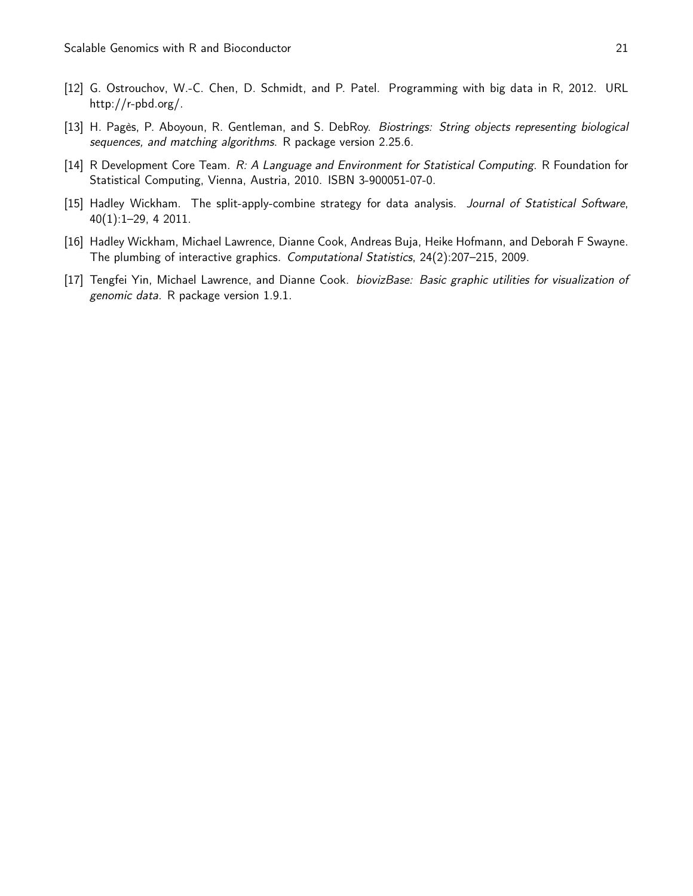[12] G. Ostrouchov, W.-C. Chen, D. Schmidt, and P. Patel. Programming with big data in R, 2012. URL http://r-pbd.org/.

[13] H. Pagès, P. Aboyoun, R. Gentleman, and S. DebRoy. *Biostrings: String objects representing biological sequences, and matching algorithms*. R package version 2.25.6.

[14] R Development Core Team. *R: A Language and Environment for Statistical Computing*. R Foundation for Statistical Computing, Vienna, Austria, 2010. ISBN 3-900051-07-0.

[15] Hadley Wickham. The split-apply-combine strategy for data analysis. *Journal of Statistical Software*, 40(1):1–29, 4 2011.

[16] Hadley Wickham, Michael Lawrence, Dianne Cook, Andreas Buja, Heike Hofmann, and Deborah F Swayne. The plumbing of interactive graphics. *Computational Statistics*, 24(2):207–215, 2009.

[17] Tengfei Yin, Michael Lawrence, and Dianne Cook. *biovizBase: Basic graphic utilities for visualization of genomic data*. R package version 1.9.1.